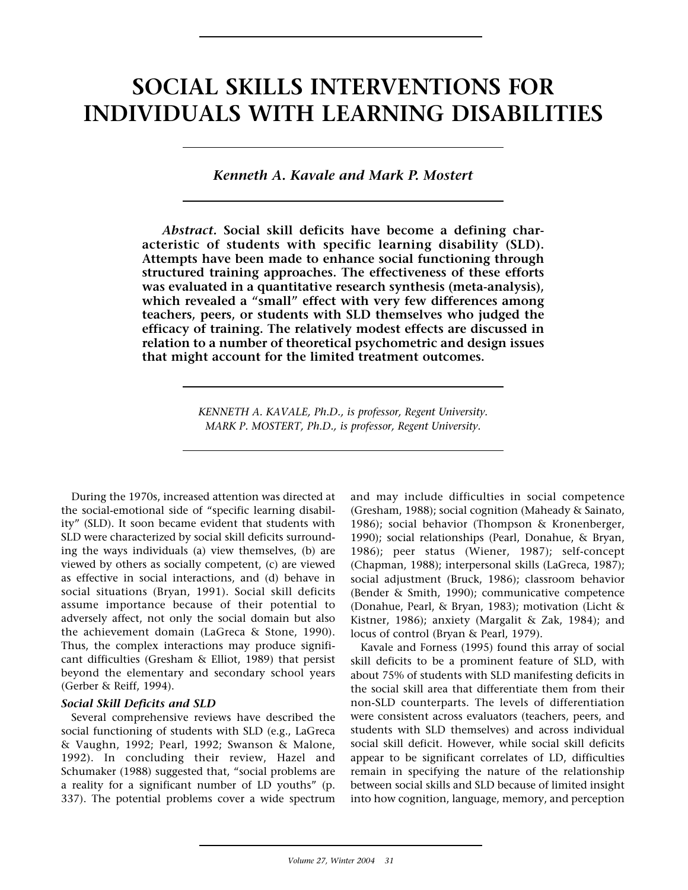# SOCIAL SKILLS INTERVENTIONS FOR INDIVIDUALS WITH LEARNING DISABILITIES

*Kenneth A. Kavale and Mark P. Mostert*

***Abstract*. Social skill deficits have become a defining characteristic of students with specific learning disability (SLD). Attempts have been made to enhance social functioning through structured training approaches. The effectiveness of these efforts was evaluated in a quantitative research synthesis (meta-analysis), which revealed a "small" effect with very few differences among teachers, peers, or students with SLD themselves who judged the efficacy of training. The relatively modest effects are discussed in relation to a number of theoretical psychometric and design issues that might account for the limited treatment outcomes.**

*KENNETH A. KAVALE, Ph.D., is professor, Regent University.*
*MARK P. MOSTERT, Ph.D., is professor, Regent University.*

During the 1970s, increased attention was directed at the social-emotional side of "specific learning disability" (SLD). It soon became evident that students with SLD were characterized by social skill deficits surrounding the ways individuals (a) view themselves, (b) are viewed by others as socially competent, (c) are viewed as effective in social interactions, and (d) behave in social situations (Bryan, 1991). Social skill deficits assume importance because of their potential to adversely affect, not only the social domain but also the achievement domain (LaGreca & Stone, 1990). Thus, the complex interactions may produce significant difficulties (Gresham & Elliot, 1989) that persist beyond the elementary and secondary school years (Gerber & Reiff, 1994).

### *Social Skill Deficits and SLD*

Several comprehensive reviews have described the social functioning of students with SLD (e.g., LaGreca & Vaughn, 1992; Pearl, 1992; Swanson & Malone, 1992). In concluding their review, Hazel and Schumaker (1988) suggested that, "social problems are a reality for a significant number of LD youths" (p. 337). The potential problems cover a wide spectrum and may include difficulties in social competence (Gresham, 1988); social cognition (Maheady & Sainato, 1986); social behavior (Thompson & Kronenberger, 1990); social relationships (Pearl, Donahue, & Bryan, 1986); peer status (Wiener, 1987); self-concept (Chapman, 1988); interpersonal skills (LaGreca, 1987); social adjustment (Bruck, 1986); classroom behavior (Bender & Smith, 1990); communicative competence (Donahue, Pearl, & Bryan, 1983); motivation (Licht & Kistner, 1986); anxiety (Margalit & Zak, 1984); and locus of control (Bryan & Pearl, 1979).

Kavale and Forness (1995) found this array of social skill deficits to be a prominent feature of SLD, with about 75% of students with SLD manifesting deficits in the social skill area that differentiate them from their non-SLD counterparts. The levels of differentiation were consistent across evaluators (teachers, peers, and students with SLD themselves) and across individual social skill deficit. However, while social skill deficits appear to be significant correlates of LD, difficulties remain in specifying the nature of the relationship between social skills and SLD because of limited insight into how cognition, language, memory, and perception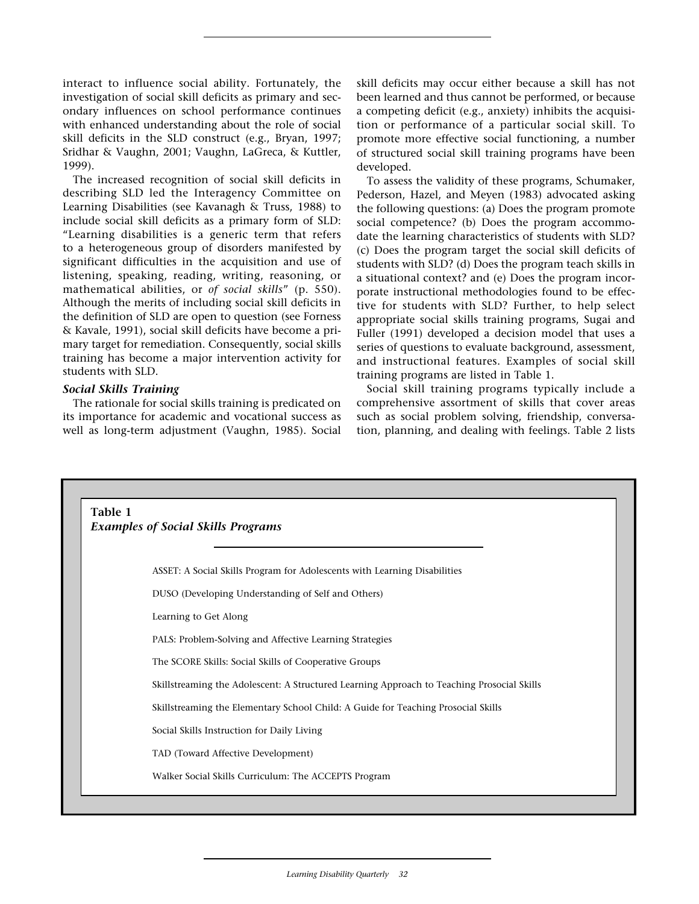interact to influence social ability. Fortunately, the investigation of social skill deficits as primary and secondary influences on school performance continues with enhanced understanding about the role of social skill deficits in the SLD construct (e.g., Bryan, 1997; Sridhar & Vaughn, 2001; Vaughn, LaGreca, & Kuttler, 1999).

The increased recognition of social skill deficits in describing SLD led the Interagency Committee on Learning Disabilities (see Kavanagh & Truss, 1988) to include social skill deficits as a primary form of SLD: "Learning disabilities is a generic term that refers to a heterogeneous group of disorders manifested by significant difficulties in the acquisition and use of listening, speaking, reading, writing, reasoning, or mathematical abilities, or *of social skills*" (p. 550). Although the merits of including social skill deficits in the definition of SLD are open to question (see Forness & Kavale, 1991), social skill deficits have become a primary target for remediation. Consequently, social skills training has become a major intervention activity for students with SLD.

### *Social Skills Training*

The rationale for social skills training is predicated on its importance for academic and vocational success as well as long-term adjustment (Vaughn, 1985). Social skill deficits may occur either because a skill has not been learned and thus cannot be performed, or because a competing deficit (e.g., anxiety) inhibits the acquisition or performance of a particular social skill. To promote more effective social functioning, a number of structured social skill training programs have been developed.

To assess the validity of these programs, Schumaker, Pederson, Hazel, and Meyen (1983) advocated asking the following questions: (a) Does the program promote social competence? (b) Does the program accommodate the learning characteristics of students with SLD? (c) Does the program target the social skill deficits of students with SLD? (d) Does the program teach skills in a situational context? and (e) Does the program incorporate instructional methodologies found to be effective for students with SLD? Further, to help select appropriate social skills training programs, Sugai and Fuller (1991) developed a decision model that uses a series of questions to evaluate background, assessment, and instructional features. Examples of social skill training programs are listed in Table 1.

Social skill training programs typically include a comprehensive assortment of skills that cover areas such as social problem solving, friendship, conversation, planning, and dealing with feelings. Table 2 lists

**Table 1**
***Examples of Social Skills Programs***

ASSET: A Social Skills Program for Adolescents with Learning Disabilities

DUSO (Developing Understanding of Self and Others)

Learning to Get Along

PALS: Problem-Solving and Affective Learning Strategies

The SCORE Skills: Social Skills of Cooperative Groups

Skillstreaming the Adolescent: A Structured Learning Approach to Teaching Prosocial Skills

Skillstreaming the Elementary School Child: A Guide for Teaching Prosocial Skills

Social Skills Instruction for Daily Living

TAD (Toward Affective Development)

Walker Social Skills Curriculum: The ACCEPTS Program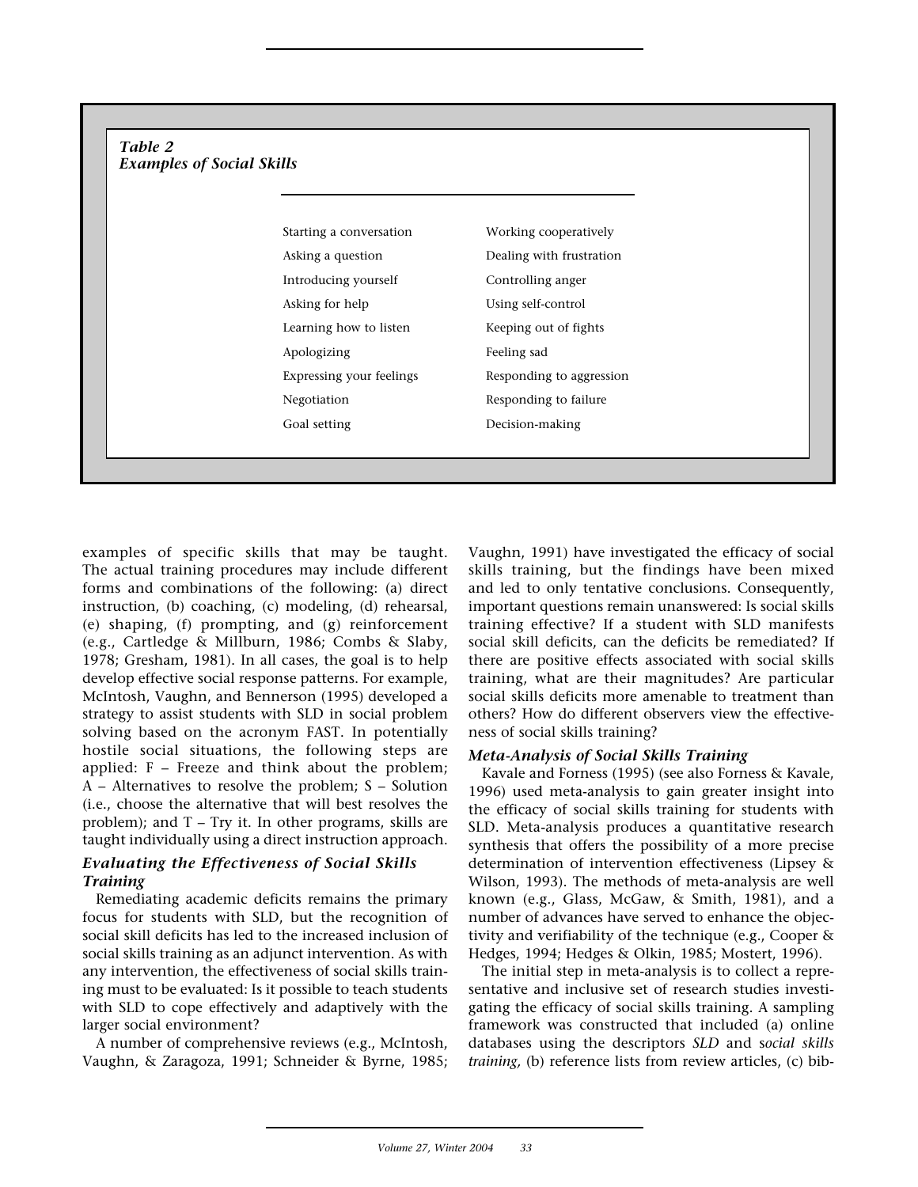*Table 2*
***Examples of Social Skills***

| | |
|---|---|
| Starting a conversation | Working cooperatively |
| Asking a question | Dealing with frustration |
| Introducing yourself | Controlling anger |
| Asking for help | Using self-control |
| Learning how to listen | Keeping out of fights |
| Apologizing | Feeling sad |
| Expressing your feelings | Responding to aggression |
| Negotiation | Responding to failure |
| Goal setting | Decision-making |

examples of specific skills that may be taught. The actual training procedures may include different forms and combinations of the following: (a) direct instruction, (b) coaching, (c) modeling, (d) rehearsal, (e) shaping, (f) prompting, and (g) reinforcement (e.g., Cartledge & Millburn, 1986; Combs & Slaby, 1978; Gresham, 1981). In all cases, the goal is to help develop effective social response patterns. For example, McIntosh, Vaughn, and Bennerson (1995) developed a strategy to assist students with SLD in social problem solving based on the acronym FAST. In potentially hostile social situations, the following steps are applied: F – Freeze and think about the problem; A – Alternatives to resolve the problem; S – Solution (i.e., choose the alternative that will best resolves the problem); and T – Try it. In other programs, skills are taught individually using a direct instruction approach.

### *Evaluating the Effectiveness of Social Skills Training*

Remediating academic deficits remains the primary focus for students with SLD, but the recognition of social skill deficits has led to the increased inclusion of social skills training as an adjunct intervention. As with any intervention, the effectiveness of social skills training must to be evaluated: Is it possible to teach students with SLD to cope effectively and adaptively with the larger social environment?

A number of comprehensive reviews (e.g., McIntosh, Vaughn, & Zaragoza, 1991; Schneider & Byrne, 1985; Vaughn, 1991) have investigated the efficacy of social skills training, but the findings have been mixed and led to only tentative conclusions. Consequently, important questions remain unanswered: Is social skills training effective? If a student with SLD manifests social skill deficits, can the deficits be remediated? If there are positive effects associated with social skills training, what are their magnitudes? Are particular social skills deficits more amenable to treatment than others? How do different observers view the effectiveness of social skills training?

### *Meta-Analysis of Social Skills Training*

Kavale and Forness (1995) (see also Forness & Kavale, 1996) used meta-analysis to gain greater insight into the efficacy of social skills training for students with SLD. Meta-analysis produces a quantitative research synthesis that offers the possibility of a more precise determination of intervention effectiveness (Lipsey & Wilson, 1993). The methods of meta-analysis are well known (e.g., Glass, McGaw, & Smith, 1981), and a number of advances have served to enhance the objectivity and verifiability of the technique (e.g., Cooper & Hedges, 1994; Hedges & Olkin, 1985; Mostert, 1996).

The initial step in meta-analysis is to collect a representative and inclusive set of research studies investigating the efficacy of social skills training. A sampling framework was constructed that included (a) online databases using the descriptors *SLD* and *social skills training,* (b) reference lists from review articles, (c) bib-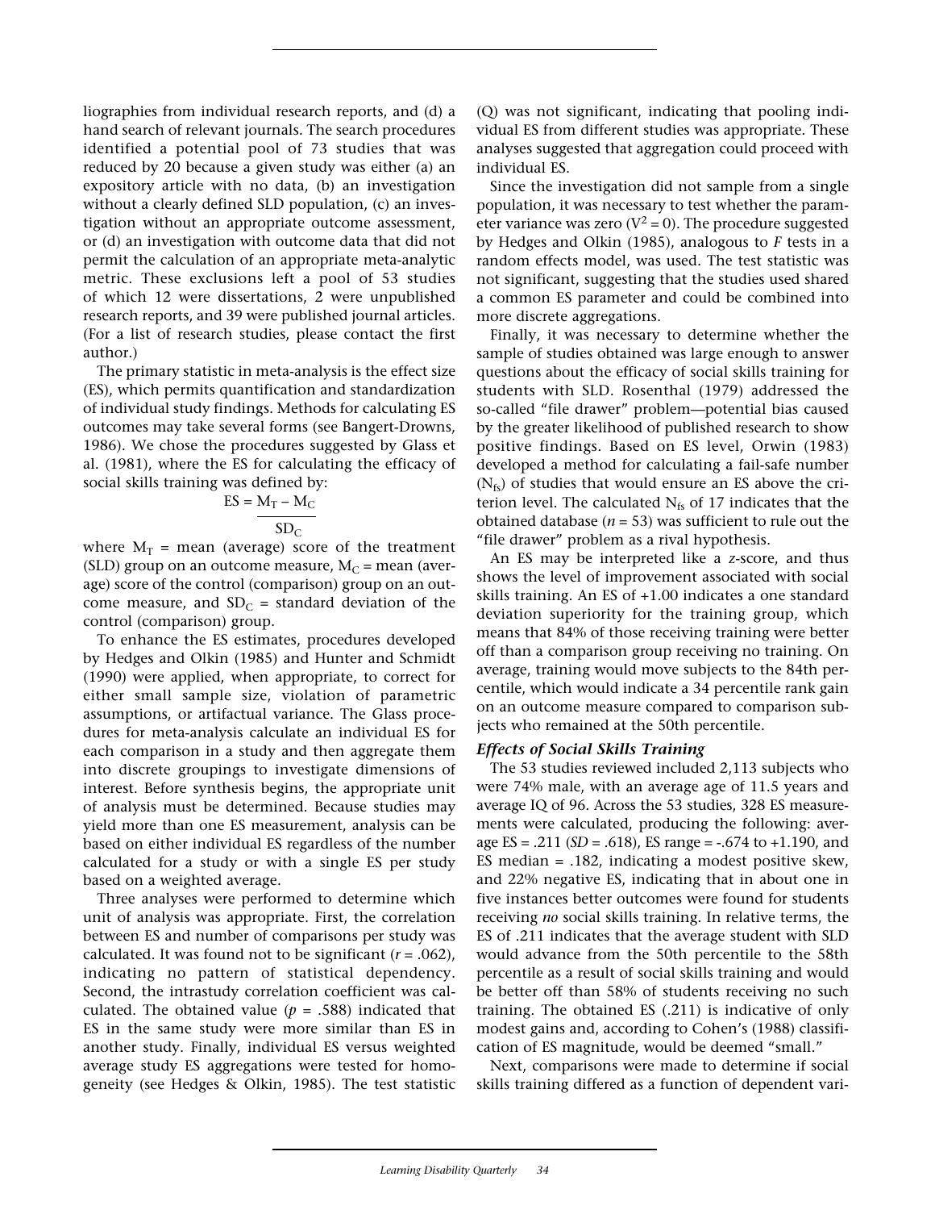liographies from individual research reports, and (d) a hand search of relevant journals. The search procedures identified a potential pool of 73 studies that was reduced by 20 because a given study was either (a) an expository article with no data, (b) an investigation without a clearly defined SLD population, (c) an investigation without an appropriate outcome assessment, or (d) an investigation with outcome data that did not permit the calculation of an appropriate meta-analytic metric. These exclusions left a pool of 53 studies of which 12 were dissertations, 2 were unpublished research reports, and 39 were published journal articles. (For a list of research studies, please contact the first author.)

The primary statistic in meta-analysis is the effect size (ES), which permits quantification and standardization of individual study findings. Methods for calculating ES outcomes may take several forms (see Bangert-Drowns, 1986). We chose the procedures suggested by Glass et al. (1981), where the ES for calculating the efficacy of social skills training was defined by:

$$ES = \frac{M_T - M_C}{SD_C}$$

where $M_T$ = mean (average) score of the treatment (SLD) group on an outcome measure, $M_C$ = mean (average) score of the control (comparison) group on an outcome measure, and $SD_C$ = standard deviation of the control (comparison) group.

To enhance the ES estimates, procedures developed by Hedges and Olkin (1985) and Hunter and Schmidt (1990) were applied, when appropriate, to correct for either small sample size, violation of parametric assumptions, or artifactual variance. The Glass procedures for meta-analysis calculate an individual ES for each comparison in a study and then aggregate them into discrete groupings to investigate dimensions of interest. Before synthesis begins, the appropriate unit of analysis must be determined. Because studies may yield more than one ES measurement, analysis can be based on either individual ES regardless of the number calculated for a study or with a single ES per study based on a weighted average.

Three analyses were performed to determine which unit of analysis was appropriate. First, the correlation between ES and number of comparisons per study was calculated. It was found not to be significant ($r = .062$), indicating no pattern of statistical dependency. Second, the intrastudy correlation coefficient was calculated. The obtained value ($p = .588$) indicated that ES in the same study were more similar than ES in another study. Finally, individual ES versus weighted average study ES aggregations were tested for homogeneity (see Hedges & Olkin, 1985). The test statistic (Q) was not significant, indicating that pooling individual ES from different studies was appropriate. These analyses suggested that aggregation could proceed with individual ES.

Since the investigation did not sample from a single population, it was necessary to test whether the parameter variance was zero ($V^2 = 0$). The procedure suggested by Hedges and Olkin (1985), analogous to *F* tests in a random effects model, was used. The test statistic was not significant, suggesting that the studies used shared a common ES parameter and could be combined into more discrete aggregations.

Finally, it was necessary to determine whether the sample of studies obtained was large enough to answer questions about the efficacy of social skills training for students with SLD. Rosenthal (1979) addressed the so-called "file drawer" problem—potential bias caused by the greater likelihood of published research to show positive findings. Based on ES level, Orwin (1983) developed a method for calculating a fail-safe number ($N_{fs}$) of studies that would ensure an ES above the criterion level. The calculated $N_{fs}$ of 17 indicates that the obtained database ($n = 53$) was sufficient to rule out the "file drawer" problem as a rival hypothesis.

An ES may be interpreted like a *z*-score, and thus shows the level of improvement associated with social skills training. An ES of +1.00 indicates a one standard deviation superiority for the training group, which means that 84% of those receiving training were better off than a comparison group receiving no training. On average, training would move subjects to the 84th percentile, which would indicate a 34 percentile rank gain on an outcome measure compared to comparison subjects who remained at the 50th percentile.

### *Effects of Social Skills Training*

The 53 studies reviewed included 2,113 subjects who were 74% male, with an average age of 11.5 years and average IQ of 96. Across the 53 studies, 328 ES measurements were calculated, producing the following: average ES = .211 ($SD = .618$), ES range = -.674 to +1.190, and ES median = .182, indicating a modest positive skew, and 22% negative ES, indicating that in about one in five instances better outcomes were found for students receiving *no* social skills training. In relative terms, the ES of .211 indicates that the average student with SLD would advance from the 50th percentile to the 58th percentile as a result of social skills training and would be better off than 58% of students receiving no such training. The obtained ES (.211) is indicative of only modest gains and, according to Cohen's (1988) classification of ES magnitude, would be deemed "small."

Next, comparisons were made to determine if social skills training differed as a function of dependent vari-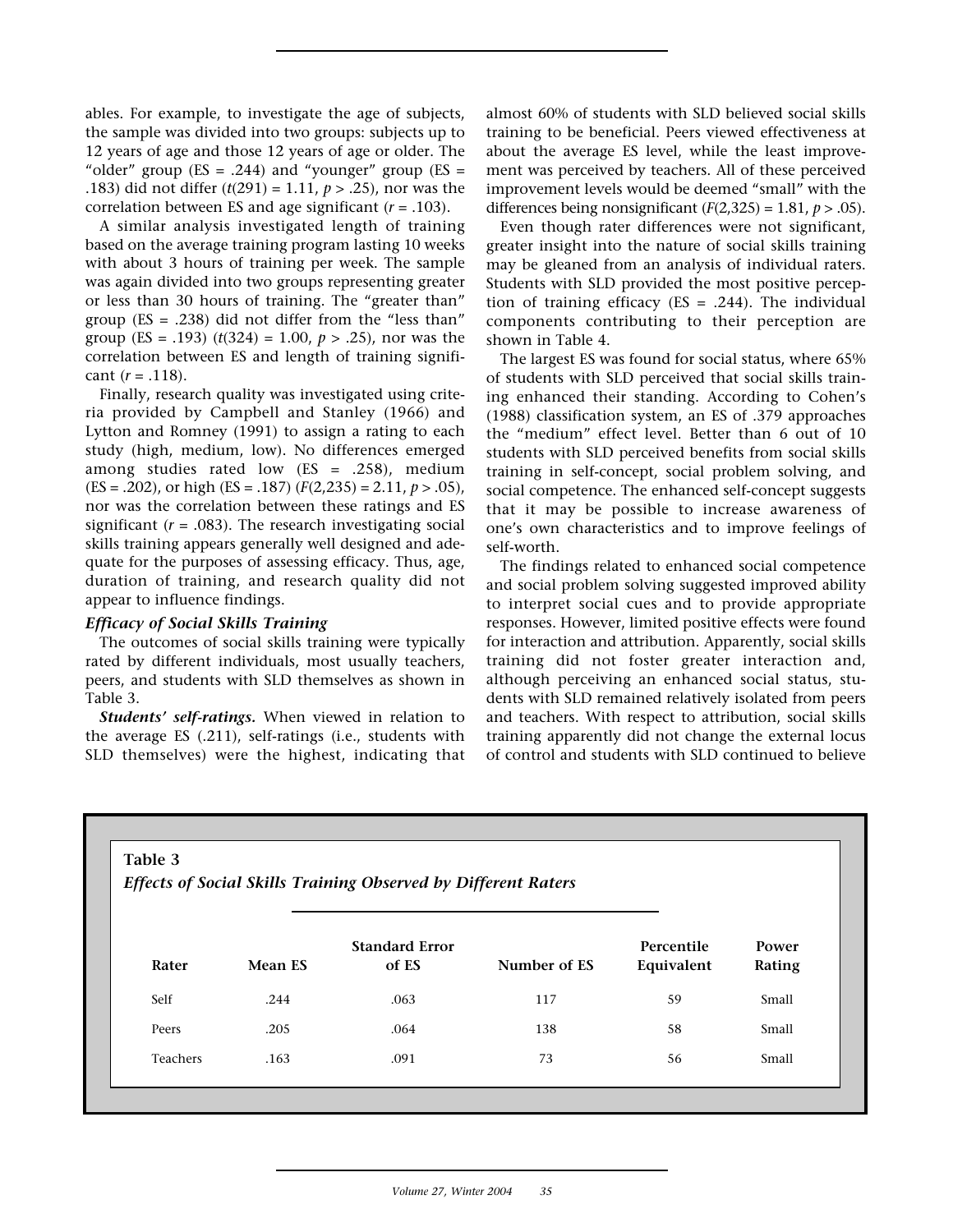ables. For example, to investigate the age of subjects, the sample was divided into two groups: subjects up to 12 years of age and those 12 years of age or older. The "older" group (ES = .244) and "younger" group (ES = .183) did not differ ($t(291) = 1.11$, $p > .25$), nor was the correlation between ES and age significant ($r = .103$).

A similar analysis investigated length of training based on the average training program lasting 10 weeks with about 3 hours of training per week. The sample was again divided into two groups representing greater or less than 30 hours of training. The "greater than" group (ES = .238) did not differ from the "less than" group (ES = .193) ($t(324) = 1.00$, $p > .25$), nor was the correlation between ES and length of training significant ($r = .118$).

Finally, research quality was investigated using criteria provided by Campbell and Stanley (1966) and Lytton and Romney (1991) to assign a rating to each study (high, medium, low). No differences emerged among studies rated low (ES = .258), medium (ES = .202), or high (ES = .187) ($F(2,235) = 2.11$, $p > .05$), nor was the correlation between these ratings and ES significant ($r = .083$). The research investigating social skills training appears generally well designed and adequate for the purposes of assessing efficacy. Thus, age, duration of training, and research quality did not appear to influence findings.

### *Efficacy of Social Skills Training*

The outcomes of social skills training were typically rated by different individuals, most usually teachers, peers, and students with SLD themselves as shown in Table 3.

***Students' self-ratings.*** When viewed in relation to the average ES (.211), self-ratings (i.e., students with SLD themselves) were the highest, indicating that almost 60% of students with SLD believed social skills training to be beneficial. Peers viewed effectiveness at about the average ES level, while the least improvement was perceived by teachers. All of these perceived improvement levels would be deemed "small" with the differences being nonsignificant ($F(2,325) = 1.81$, $p > .05$).

Even though rater differences were not significant, greater insight into the nature of social skills training may be gleaned from an analysis of individual raters. Students with SLD provided the most positive perception of training efficacy (ES = .244). The individual components contributing to their perception are shown in Table 4.

The largest ES was found for social status, where 65% of students with SLD perceived that social skills training enhanced their standing. According to Cohen's (1988) classification system, an ES of .379 approaches the "medium" effect level. Better than 6 out of 10 students with SLD perceived benefits from social skills training in self-concept, social problem solving, and social competence. The enhanced self-concept suggests that it may be possible to increase awareness of one's own characteristics and to improve feelings of self-worth.

The findings related to enhanced social competence and social problem solving suggested improved ability to interpret social cues and to provide appropriate responses. However, limited positive effects were found for interaction and attribution. Apparently, social skills training did not foster greater interaction and, although perceiving an enhanced social status, students with SLD remained relatively isolated from peers and teachers. With respect to attribution, social skills training apparently did not change the external locus of control and students with SLD continued to believe

**Table 3**
***Effects of Social Skills Training Observed by Different Raters***

| Rater | Mean ES | Standard Error of ES | Number of ES | Percentile Equivalent | Power Rating |
|---|---|---|---|---|---|
| Self | .244 | .063 | 117 | 59 | Small |
| Peers | .205 | .064 | 138 | 58 | Small |
| Teachers | .163 | .091 | 73 | 56 | Small |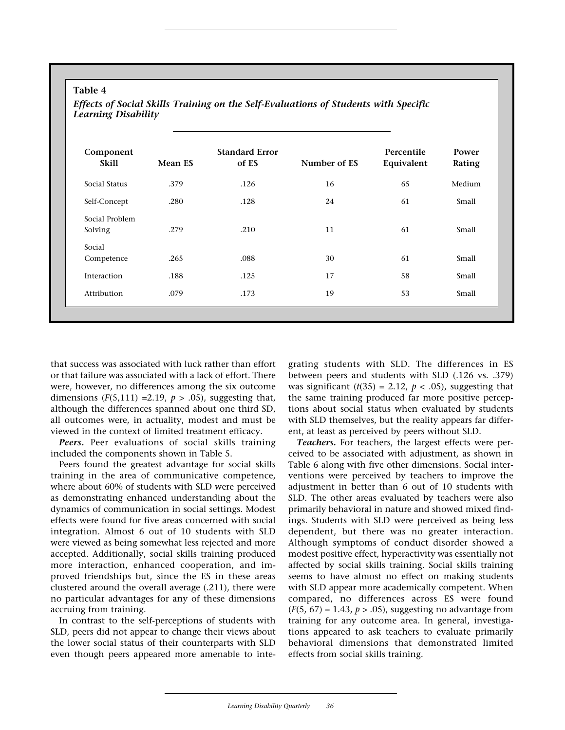**Table 4**

***Effects of Social Skills Training on the Self-Evaluations of Students with Specific Learning Disability***

| Component Skill | Mean ES | Standard Error of ES | Number of ES | Percentile Equivalent | Power Rating |
|---|---|---|---|---|---|
| Social Status | .379 | .126 | 16 | 65 | Medium |
| Self-Concept | .280 | .128 | 24 | 61 | Small |
| Social Problem Solving | .279 | .210 | 11 | 61 | Small |
| Social Competence | .265 | .088 | 30 | 61 | Small |
| Interaction | .188 | .125 | 17 | 58 | Small |
| Attribution | .079 | .173 | 19 | 53 | Small |

that success was associated with luck rather than effort or that failure was associated with a lack of effort. There were, however, no differences among the six outcome dimensions ($F(5,111) = 2.19$, $p > .05$), suggesting that, although the differences spanned about one third SD, all outcomes were, in actuality, modest and must be viewed in the context of limited treatment efficacy.

***Peers.*** Peer evaluations of social skills training included the components shown in Table 5.

Peers found the greatest advantage for social skills training in the area of communicative competence, where about 60% of students with SLD were perceived as demonstrating enhanced understanding about the dynamics of communication in social settings. Modest effects were found for five areas concerned with social integration. Almost 6 out of 10 students with SLD were viewed as being somewhat less rejected and more accepted. Additionally, social skills training produced more interaction, enhanced cooperation, and improved friendships but, since the ES in these areas clustered around the overall average (.211), there were no particular advantages for any of these dimensions accruing from training.

In contrast to the self-perceptions of students with SLD, peers did not appear to change their views about the lower social status of their counterparts with SLD even though peers appeared more amenable to integrating students with SLD. The differences in ES between peers and students with SLD (.126 vs. .379) was significant ($t(35) = 2.12$, $p < .05$), suggesting that the same training produced far more positive perceptions about social status when evaluated by students with SLD themselves, but the reality appears far different, at least as perceived by peers without SLD.

***Teachers.*** For teachers, the largest effects were perceived to be associated with adjustment, as shown in Table 6 along with five other dimensions. Social interventions were perceived by teachers to improve the adjustment in better than 6 out of 10 students with SLD. The other areas evaluated by teachers were also primarily behavioral in nature and showed mixed findings. Students with SLD were perceived as being less dependent, but there was no greater interaction. Although symptoms of conduct disorder showed a modest positive effect, hyperactivity was essentially not affected by social skills training. Social skills training seems to have almost no effect on making students with SLD appear more academically competent. When compared, no differences across ES were found ($F(5, 67) = 1.43$, $p > .05$), suggesting no advantage from training for any outcome area. In general, investigations appeared to ask teachers to evaluate primarily behavioral dimensions that demonstrated limited effects from social skills training.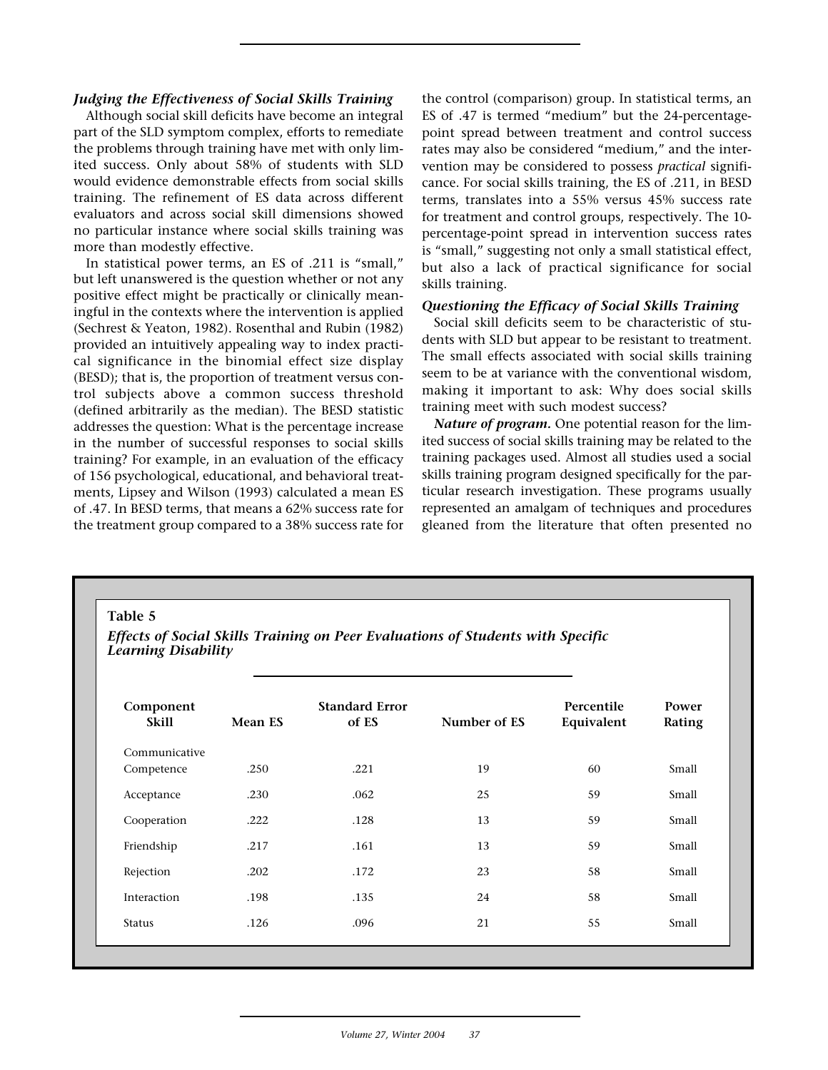### *Judging the Effectiveness of Social Skills Training*

Although social skill deficits have become an integral part of the SLD symptom complex, efforts to remediate the problems through training have met with only limited success. Only about 58% of students with SLD would evidence demonstrable effects from social skills training. The refinement of ES data across different evaluators and across social skill dimensions showed no particular instance where social skills training was more than modestly effective.

In statistical power terms, an ES of .211 is "small," but left unanswered is the question whether or not any positive effect might be practically or clinically meaningful in the contexts where the intervention is applied (Sechrest & Yeaton, 1982). Rosenthal and Rubin (1982) provided an intuitively appealing way to index practical significance in the binomial effect size display (BESD); that is, the proportion of treatment versus control subjects above a common success threshold (defined arbitrarily as the median). The BESD statistic addresses the question: What is the percentage increase in the number of successful responses to social skills training? For example, in an evaluation of the efficacy of 156 psychological, educational, and behavioral treatments, Lipsey and Wilson (1993) calculated a mean ES of .47. In BESD terms, that means a 62% success rate for the treatment group compared to a 38% success rate for the control (comparison) group. In statistical terms, an ES of .47 is termed "medium" but the 24-percentage-point spread between treatment and control success rates may also be considered "medium," and the intervention may be considered to possess *practical* significance. For social skills training, the ES of .211, in BESD terms, translates into a 55% versus 45% success rate for treatment and control groups, respectively. The 10-percentage-point spread in intervention success rates is "small," suggesting not only a small statistical effect, but also a lack of practical significance for social skills training.

### *Questioning the Efficacy of Social Skills Training*

Social skill deficits seem to be characteristic of students with SLD but appear to be resistant to treatment. The small effects associated with social skills training seem to be at variance with the conventional wisdom, making it important to ask: Why does social skills training meet with such modest success?

***Nature of program.*** One potential reason for the limited success of social skills training may be related to the training packages used. Almost all studies used a social skills training program designed specifically for the particular research investigation. These programs usually represented an amalgam of techniques and procedures gleaned from the literature that often presented no

**Table 5**

***Effects of Social Skills Training on Peer Evaluations of Students with Specific Learning Disability***

| Component Skill | Mean ES | Standard Error of ES | Number of ES | Percentile Equivalent | Power Rating |
|---|---|---|---|---|---|
| Communicative Competence | .250 | .221 | 19 | 60 | Small |
| Acceptance | .230 | .062 | 25 | 59 | Small |
| Cooperation | .222 | .128 | 13 | 59 | Small |
| Friendship | .217 | .161 | 13 | 59 | Small |
| Rejection | .202 | .172 | 23 | 58 | Small |
| Interaction | .198 | .135 | 24 | 58 | Small |
| Status | .126 | .096 | 21 | 55 | Small |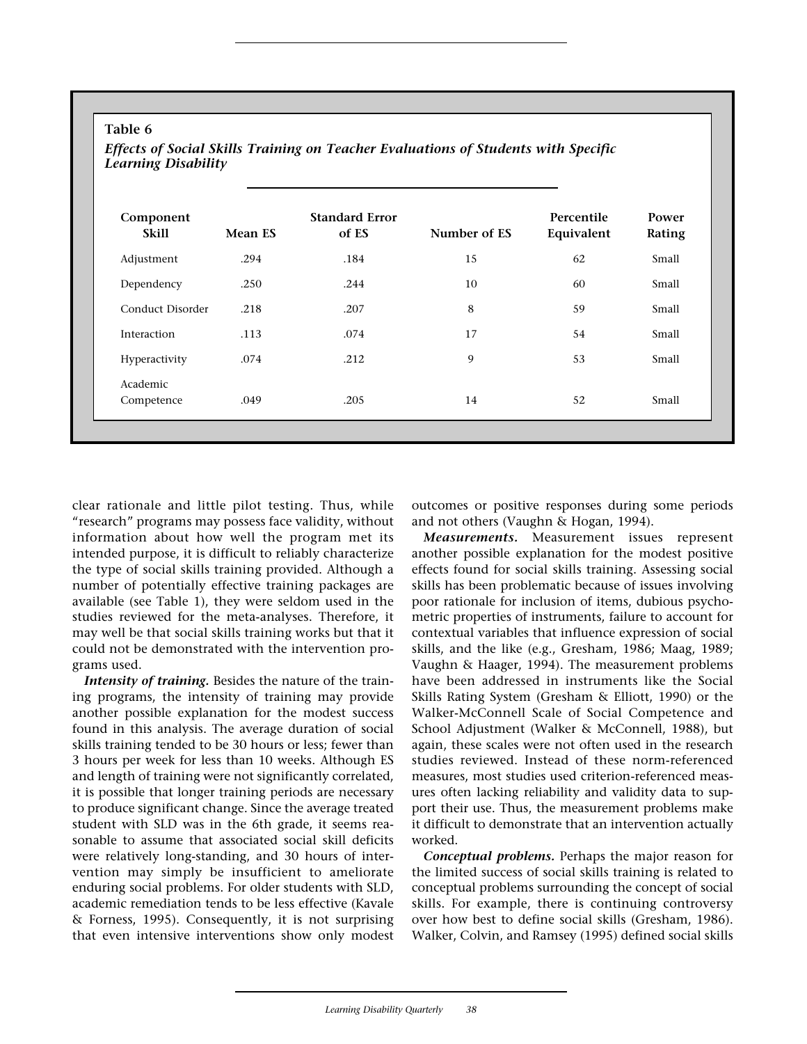**Table 6**

***Effects of Social Skills Training on Teacher Evaluations of Students with Specific Learning Disability***

| Component Skill | Mean ES | Standard Error of ES | Number of ES | Percentile Equivalent | Power Rating |
|---|---|---|---|---|---|
| Adjustment | .294 | .184 | 15 | 62 | Small |
| Dependency | .250 | .244 | 10 | 60 | Small |
| Conduct Disorder | .218 | .207 | 8 | 59 | Small |
| Interaction | .113 | .074 | 17 | 54 | Small |
| Hyperactivity | .074 | .212 | 9 | 53 | Small |
| Academic Competence | .049 | .205 | 14 | 52 | Small |

clear rationale and little pilot testing. Thus, while "research" programs may possess face validity, without information about how well the program met its intended purpose, it is difficult to reliably characterize the type of social skills training provided. Although a number of potentially effective training packages are available (see Table 1), they were seldom used in the studies reviewed for the meta-analyses. Therefore, it may well be that social skills training works but that it could not be demonstrated with the intervention programs used.

***Intensity of training.*** Besides the nature of the training programs, the intensity of training may provide another possible explanation for the modest success found in this analysis. The average duration of social skills training tended to be 30 hours or less; fewer than 3 hours per week for less than 10 weeks. Although ES and length of training were not significantly correlated, it is possible that longer training periods are necessary to produce significant change. Since the average treated student with SLD was in the 6th grade, it seems reasonable to assume that associated social skill deficits were relatively long-standing, and 30 hours of intervention may simply be insufficient to ameliorate enduring social problems. For older students with SLD, academic remediation tends to be less effective (Kavale & Forness, 1995). Consequently, it is not surprising that even intensive interventions show only modest outcomes or positive responses during some periods and not others (Vaughn & Hogan, 1994).

***Measurements.*** Measurement issues represent another possible explanation for the modest positive effects found for social skills training. Assessing social skills has been problematic because of issues involving poor rationale for inclusion of items, dubious psychometric properties of instruments, failure to account for contextual variables that influence expression of social skills, and the like (e.g., Gresham, 1986; Maag, 1989; Vaughn & Haager, 1994). The measurement problems have been addressed in instruments like the Social Skills Rating System (Gresham & Elliott, 1990) or the Walker-McConnell Scale of Social Competence and School Adjustment (Walker & McConnell, 1988), but again, these scales were not often used in the research studies reviewed. Instead of these norm-referenced measures, most studies used criterion-referenced measures often lacking reliability and validity data to support their use. Thus, the measurement problems make it difficult to demonstrate that an intervention actually worked.

***Conceptual problems.*** Perhaps the major reason for the limited success of social skills training is related to conceptual problems surrounding the concept of social skills. For example, there is continuing controversy over how best to define social skills (Gresham, 1986). Walker, Colvin, and Ramsey (1995) defined social skills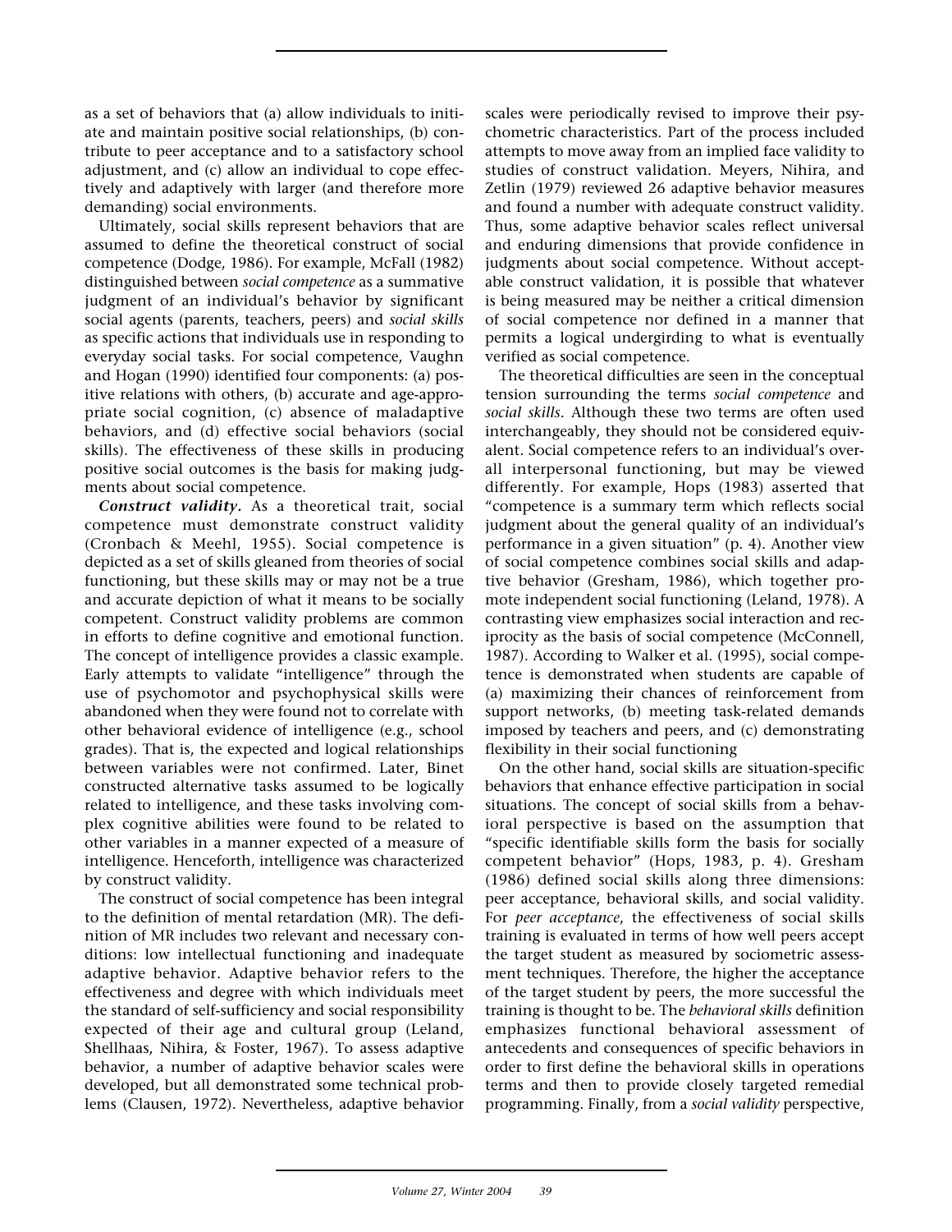as a set of behaviors that (a) allow individuals to initiate and maintain positive social relationships, (b) contribute to peer acceptance and to a satisfactory school adjustment, and (c) allow an individual to cope effectively and adaptively with larger (and therefore more demanding) social environments.

Ultimately, social skills represent behaviors that are assumed to define the theoretical construct of social competence (Dodge, 1986). For example, McFall (1982) distinguished between *social competence* as a summative judgment of an individual's behavior by significant social agents (parents, teachers, peers) and *social skills* as specific actions that individuals use in responding to everyday social tasks. For social competence, Vaughn and Hogan (1990) identified four components: (a) positive relations with others, (b) accurate and age-appropriate social cognition, (c) absence of maladaptive behaviors, and (d) effective social behaviors (social skills). The effectiveness of these skills in producing positive social outcomes is the basis for making judgments about social competence.

***Construct validity.*** As a theoretical trait, social competence must demonstrate construct validity (Cronbach & Meehl, 1955). Social competence is depicted as a set of skills gleaned from theories of social functioning, but these skills may or may not be a true and accurate depiction of what it means to be socially competent. Construct validity problems are common in efforts to define cognitive and emotional function. The concept of intelligence provides a classic example. Early attempts to validate "intelligence" through the use of psychomotor and psychophysical skills were abandoned when they were found not to correlate with other behavioral evidence of intelligence (e.g., school grades). That is, the expected and logical relationships between variables were not confirmed. Later, Binet constructed alternative tasks assumed to be logically related to intelligence, and these tasks involving complex cognitive abilities were found to be related to other variables in a manner expected of a measure of intelligence. Henceforth, intelligence was characterized by construct validity.

The construct of social competence has been integral to the definition of mental retardation (MR). The definition of MR includes two relevant and necessary conditions: low intellectual functioning and inadequate adaptive behavior. Adaptive behavior refers to the effectiveness and degree with which individuals meet the standard of self-sufficiency and social responsibility expected of their age and cultural group (Leland, Shellhaas, Nihira, & Foster, 1967). To assess adaptive behavior, a number of adaptive behavior scales were developed, but all demonstrated some technical problems (Clausen, 1972). Nevertheless, adaptive behavior scales were periodically revised to improve their psychometric characteristics. Part of the process included attempts to move away from an implied face validity to studies of construct validation. Meyers, Nihira, and Zetlin (1979) reviewed 26 adaptive behavior measures and found a number with adequate construct validity. Thus, some adaptive behavior scales reflect universal and enduring dimensions that provide confidence in judgments about social competence. Without acceptable construct validation, it is possible that whatever is being measured may be neither a critical dimension of social competence nor defined in a manner that permits a logical undergirding to what is eventually verified as social competence.

The theoretical difficulties are seen in the conceptual tension surrounding the terms *social competence* and *social skills.* Although these two terms are often used interchangeably, they should not be considered equivalent. Social competence refers to an individual's overall interpersonal functioning, but may be viewed differently. For example, Hops (1983) asserted that "competence is a summary term which reflects social judgment about the general quality of an individual's performance in a given situation" (p. 4). Another view of social competence combines social skills and adaptive behavior (Gresham, 1986), which together promote independent social functioning (Leland, 1978). A contrasting view emphasizes social interaction and reciprocity as the basis of social competence (McConnell, 1987). According to Walker et al. (1995), social competence is demonstrated when students are capable of (a) maximizing their chances of reinforcement from support networks, (b) meeting task-related demands imposed by teachers and peers, and (c) demonstrating flexibility in their social functioning

On the other hand, social skills are situation-specific behaviors that enhance effective participation in social situations. The concept of social skills from a behavioral perspective is based on the assumption that "specific identifiable skills form the basis for socially competent behavior" (Hops, 1983, p. 4). Gresham (1986) defined social skills along three dimensions: peer acceptance, behavioral skills, and social validity. For *peer acceptance*, the effectiveness of social skills training is evaluated in terms of how well peers accept the target student as measured by sociometric assessment techniques. Therefore, the higher the acceptance of the target student by peers, the more successful the training is thought to be. The *behavioral skills* definition emphasizes functional behavioral assessment of antecedents and consequences of specific behaviors in order to first define the behavioral skills in operations terms and then to provide closely targeted remedial programming. Finally, from a *social validity* perspective,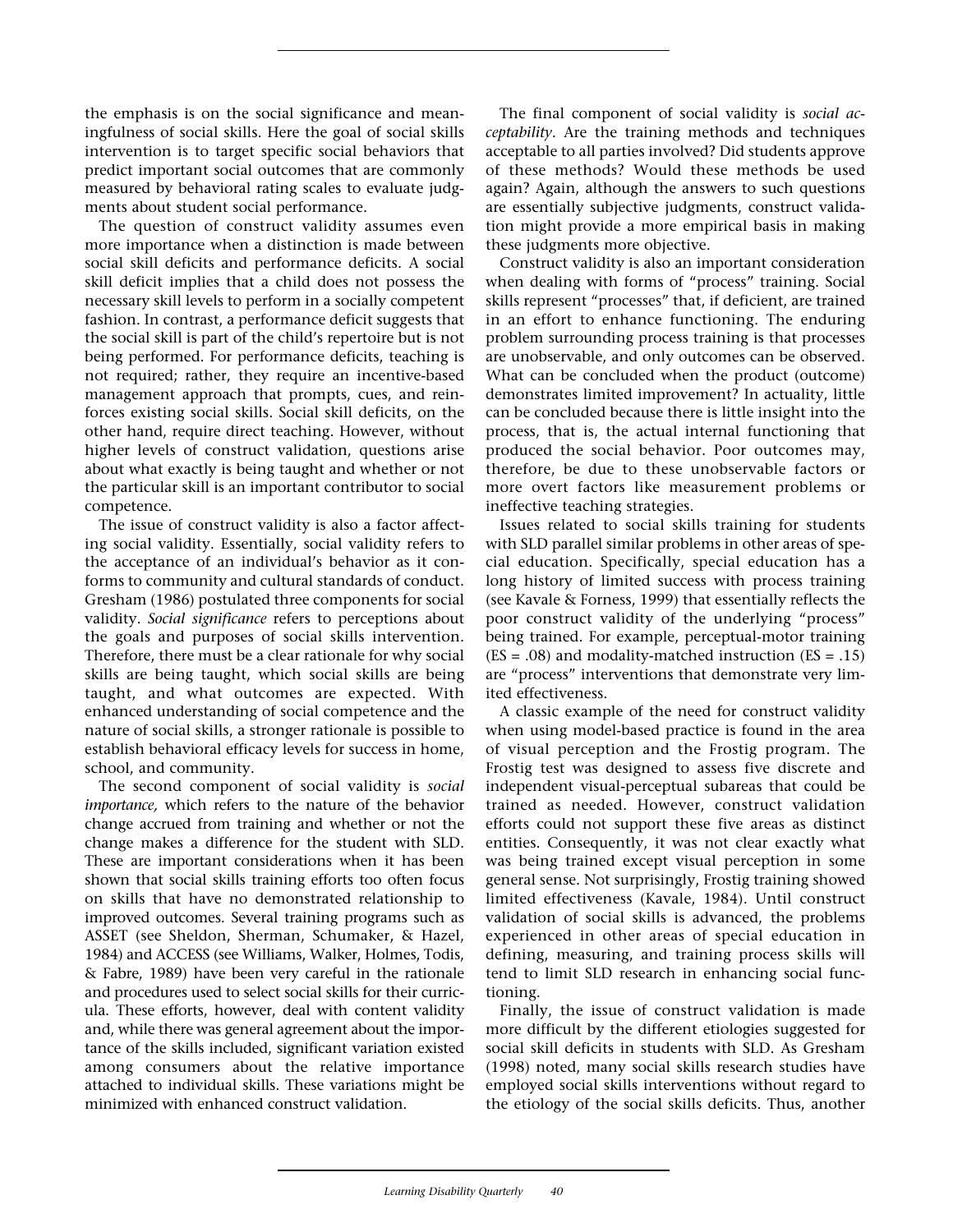the emphasis is on the social significance and meaningfulness of social skills. Here the goal of social skills intervention is to target specific social behaviors that predict important social outcomes that are commonly measured by behavioral rating scales to evaluate judgments about student social performance.

The question of construct validity assumes even more importance when a distinction is made between social skill deficits and performance deficits. A social skill deficit implies that a child does not possess the necessary skill levels to perform in a socially competent fashion. In contrast, a performance deficit suggests that the social skill is part of the child's repertoire but is not being performed. For performance deficits, teaching is not required; rather, they require an incentive-based management approach that prompts, cues, and reinforces existing social skills. Social skill deficits, on the other hand, require direct teaching. However, without higher levels of construct validation, questions arise about what exactly is being taught and whether or not the particular skill is an important contributor to social competence.

The issue of construct validity is also a factor affecting social validity. Essentially, social validity refers to the acceptance of an individual's behavior as it conforms to community and cultural standards of conduct. Gresham (1986) postulated three components for social validity. *Social significance* refers to perceptions about the goals and purposes of social skills intervention. Therefore, there must be a clear rationale for why social skills are being taught, which social skills are being taught, and what outcomes are expected. With enhanced understanding of social competence and the nature of social skills, a stronger rationale is possible to establish behavioral efficacy levels for success in home, school, and community.

The second component of social validity is *social importance,* which refers to the nature of the behavior change accrued from training and whether or not the change makes a difference for the student with SLD. These are important considerations when it has been shown that social skills training efforts too often focus on skills that have no demonstrated relationship to improved outcomes. Several training programs such as ASSET (see Sheldon, Sherman, Schumaker, & Hazel, 1984) and ACCESS (see Williams, Walker, Holmes, Todis, & Fabre, 1989) have been very careful in the rationale and procedures used to select social skills for their curricula. These efforts, however, deal with content validity and, while there was general agreement about the importance of the skills included, significant variation existed among consumers about the relative importance attached to individual skills. These variations might be minimized with enhanced construct validation.

The final component of social validity is *social acceptability*. Are the training methods and techniques acceptable to all parties involved? Did students approve of these methods? Would these methods be used again? Again, although the answers to such questions are essentially subjective judgments, construct validation might provide a more empirical basis in making these judgments more objective.

Construct validity is also an important consideration when dealing with forms of "process" training. Social skills represent "processes" that, if deficient, are trained in an effort to enhance functioning. The enduring problem surrounding process training is that processes are unobservable, and only outcomes can be observed. What can be concluded when the product (outcome) demonstrates limited improvement? In actuality, little can be concluded because there is little insight into the process, that is, the actual internal functioning that produced the social behavior. Poor outcomes may, therefore, be due to these unobservable factors or more overt factors like measurement problems or ineffective teaching strategies.

Issues related to social skills training for students with SLD parallel similar problems in other areas of special education. Specifically, special education has a long history of limited success with process training (see Kavale & Forness, 1999) that essentially reflects the poor construct validity of the underlying "process" being trained. For example, perceptual-motor training (ES = .08) and modality-matched instruction (ES = .15) are "process" interventions that demonstrate very limited effectiveness.

A classic example of the need for construct validity when using model-based practice is found in the area of visual perception and the Frostig program. The Frostig test was designed to assess five discrete and independent visual-perceptual subareas that could be trained as needed. However, construct validation efforts could not support these five areas as distinct entities. Consequently, it was not clear exactly what was being trained except visual perception in some general sense. Not surprisingly, Frostig training showed limited effectiveness (Kavale, 1984). Until construct validation of social skills is advanced, the problems experienced in other areas of special education in defining, measuring, and training process skills will tend to limit SLD research in enhancing social functioning.

Finally, the issue of construct validation is made more difficult by the different etiologies suggested for social skill deficits in students with SLD. As Gresham (1998) noted, many social skills research studies have employed social skills interventions without regard to the etiology of the social skills deficits. Thus, another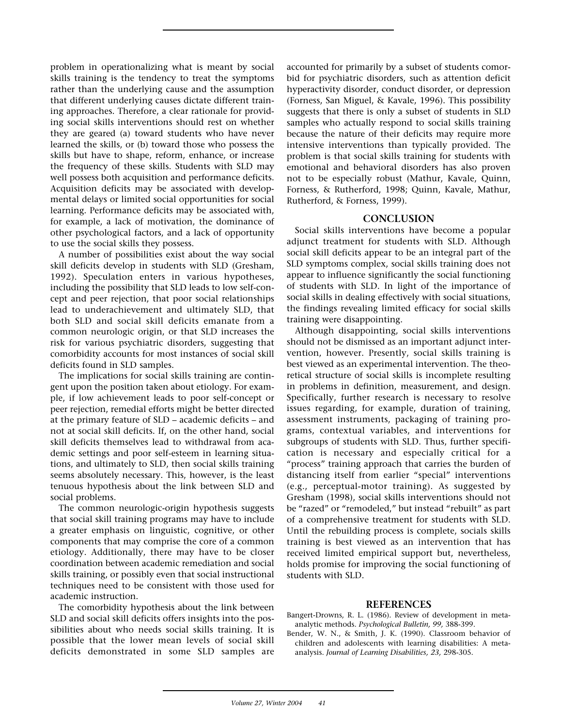problem in operationalizing what is meant by social skills training is the tendency to treat the symptoms rather than the underlying cause and the assumption that different underlying causes dictate different training approaches. Therefore, a clear rationale for providing social skills interventions should rest on whether they are geared (a) toward students who have never learned the skills, or (b) toward those who possess the skills but have to shape, reform, enhance, or increase the frequency of these skills. Students with SLD may well possess both acquisition and performance deficits. Acquisition deficits may be associated with developmental delays or limited social opportunities for social learning. Performance deficits may be associated with, for example, a lack of motivation, the dominance of other psychological factors, and a lack of opportunity to use the social skills they possess.

A number of possibilities exist about the way social skill deficits develop in students with SLD (Gresham, 1992). Speculation enters in various hypotheses, including the possibility that SLD leads to low self-concept and peer rejection, that poor social relationships lead to underachievement and ultimately SLD, that both SLD and social skill deficits emanate from a common neurologic origin, or that SLD increases the risk for various psychiatric disorders, suggesting that comorbidity accounts for most instances of social skill deficits found in SLD samples.

The implications for social skills training are contingent upon the position taken about etiology. For example, if low achievement leads to poor self-concept or peer rejection, remedial efforts might be better directed at the primary feature of SLD – academic deficits – and not at social skill deficits. If, on the other hand, social skill deficits themselves lead to withdrawal from academic settings and poor self-esteem in learning situations, and ultimately to SLD, then social skills training seems absolutely necessary. This, however, is the least tenuous hypothesis about the link between SLD and social problems.

The common neurologic-origin hypothesis suggests that social skill training programs may have to include a greater emphasis on linguistic, cognitive, or other components that may comprise the core of a common etiology. Additionally, there may have to be closer coordination between academic remediation and social skills training, or possibly even that social instructional techniques need to be consistent with those used for academic instruction.

The comorbidity hypothesis about the link between SLD and social skill deficits offers insights into the possibilities about who needs social skills training. It is possible that the lower mean levels of social skill deficits demonstrated in some SLD samples are accounted for primarily by a subset of students comorbid for psychiatric disorders, such as attention deficit hyperactivity disorder, conduct disorder, or depression (Forness, San Miguel, & Kavale, 1996). This possibility suggests that there is only a subset of students in SLD samples who actually respond to social skills training because the nature of their deficits may require more intensive interventions than typically provided. The problem is that social skills training for students with emotional and behavioral disorders has also proven not to be especially robust (Mathur, Kavale, Quinn, Forness, & Rutherford, 1998; Quinn, Kavale, Mathur, Rutherford, & Forness, 1999).

## CONCLUSION

Social skills interventions have become a popular adjunct treatment for students with SLD. Although social skill deficits appear to be an integral part of the SLD symptoms complex, social skills training does not appear to influence significantly the social functioning of students with SLD. In light of the importance of social skills in dealing effectively with social situations, the findings revealing limited efficacy for social skills training were disappointing.

Although disappointing, social skills interventions should not be dismissed as an important adjunct intervention, however. Presently, social skills training is best viewed as an experimental intervention. The theoretical structure of social skills is incomplete resulting in problems in definition, measurement, and design. Specifically, further research is necessary to resolve issues regarding, for example, duration of training, assessment instruments, packaging of training programs, contextual variables, and interventions for subgroups of students with SLD. Thus, further specification is necessary and especially critical for a "process" training approach that carries the burden of distancing itself from earlier "special" interventions (e.g., perceptual-motor training). As suggested by Gresham (1998), social skills interventions should not be "razed" or "remodeled," but instead "rebuilt" as part of a comprehensive treatment for students with SLD. Until the rebuilding process is complete, socials skills training is best viewed as an intervention that has received limited empirical support but, nevertheless, holds promise for improving the social functioning of students with SLD.

## REFERENCES

Bangert-Drowns, R. L. (1986). Review of development in meta-analytic methods. *Psychological Bulletin, 99,* 388-399.

Bender, W. N., & Smith, J. K. (1990). Classroom behavior of children and adolescents with learning disabilities: A meta-analysis. *Journal of Learning Disabilities, 23,* 298-305.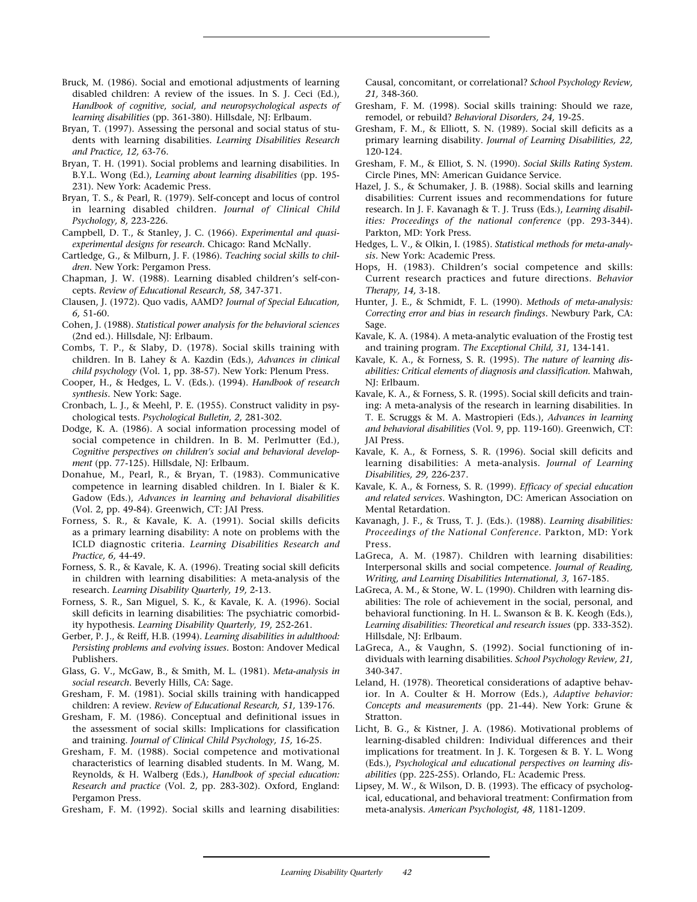Bruck, M. (1986). Social and emotional adjustments of learning disabled children: A review of the issues. In S. J. Ceci (Ed.), *Handbook of cognitive, social, and neuropsychological aspects of learning disabilities* (pp. 361-380). Hillsdale, NJ: Erlbaum.

Bryan, T. (1997). Assessing the personal and social status of students with learning disabilities. *Learning Disabilities Research and Practice, 12,* 63-76.

Bryan, T. H. (1991). Social problems and learning disabilities. In B.Y.L. Wong (Ed.), *Learning about learning disabilities* (pp. 195-231). New York: Academic Press.

Bryan, T. S., & Pearl, R. (1979). Self-concept and locus of control in learning disabled children. *Journal of Clinical Child Psychology, 8,* 223-226.

Campbell, D. T., & Stanley, J. C. (1966). *Experimental and quasi-experimental designs for research.* Chicago: Rand McNally.

Cartledge, G., & Milburn, J. F. (1986). *Teaching social skills to children.* New York: Pergamon Press.

Chapman, J. W. (1988). Learning disabled children's self-concepts. *Review of Educational Research, 58,* 347-371.

Clausen, J. (1972). Quo vadis, AAMD? *Journal of Special Education, 6,* 51-60.

Cohen, J. (1988). *Statistical power analysis for the behavioral sciences* (2nd ed.). Hillsdale, NJ: Erlbaum.

Combs, T. P., & Slaby, D. (1978). Social skills training with children. In B. Lahey & A. Kazdin (Eds.), *Advances in clinical child psychology* (Vol. 1, pp. 38-57). New York: Plenum Press.

Cooper, H., & Hedges, L. V. (Eds.). (1994). *Handbook of research synthesis.* New York: Sage.

Cronbach, L. J., & Meehl, P. E. (1955). Construct validity in psychological tests. *Psychological Bulletin, 2,* 281-302.

Dodge, K. A. (1986). A social information processing model of social competence in children. In B. M. Perlmutter (Ed.), *Cognitive perspectives on children's social and behavioral development* (pp. 77-125). Hillsdale, NJ: Erlbaum.

Donahue, M., Pearl, R., & Bryan, T. (1983). Communicative competence in learning disabled children. In I. Bialer & K. Gadow (Eds.), *Advances in learning and behavioral disabilities* (Vol. 2, pp. 49-84). Greenwich, CT: JAI Press.

Forness, S. R., & Kavale, K. A. (1991). Social skills deficits as a primary learning disability: A note on problems with the ICLD diagnostic criteria. *Learning Disabilities Research and Practice, 6,* 44-49.

Forness, S. R., & Kavale, K. A. (1996). Treating social skill deficits in children with learning disabilities: A meta-analysis of the research. *Learning Disability Quarterly, 19,* 2-13.

Forness, S. R., San Miguel, S. K., & Kavale, K. A. (1996). Social skill deficits in learning disabilities: The psychiatric comorbidity hypothesis. *Learning Disability Quarterly, 19,* 252-261.

Gerber, P. J., & Reiff, H.B. (1994). *Learning disabilities in adulthood: Persisting problems and evolving issues.* Boston: Andover Medical Publishers.

Glass, G. V., McGaw, B., & Smith, M. L. (1981). *Meta-analysis in social research.* Beverly Hills, CA: Sage.

Gresham, F. M. (1981). Social skills training with handicapped children: A review. *Review of Educational Research, 51,* 139-176.

Gresham, F. M. (1986). Conceptual and definitional issues in the assessment of social skills: Implications for classification and training. *Journal of Clinical Child Psychology, 15,* 16-25.

Gresham, F. M. (1988). Social competence and motivational characteristics of learning disabled students. In M. Wang, M. Reynolds, & H. Walberg (Eds.), *Handbook of special education: Research and practice* (Vol. 2, pp. 283-302). Oxford, England: Pergamon Press.

Gresham, F. M. (1992). Social skills and learning disabilities: Causal, concomitant, or correlational? *School Psychology Review, 21,* 348-360.

Gresham, F. M. (1998). Social skills training: Should we raze, remodel, or rebuild? *Behavioral Disorders, 24,* 19-25.

Gresham, F. M., & Elliott, S. N. (1989). Social skill deficits as a primary learning disability. *Journal of Learning Disabilities, 22,* 120-124.

Gresham, F. M., & Elliot, S. N. (1990). *Social Skills Rating System.* Circle Pines, MN: American Guidance Service.

Hazel, J. S., & Schumaker, J. B. (1988). Social skills and learning disabilities: Current issues and recommendations for future research. In J. F. Kavanagh & T. J. Truss (Eds.), *Learning disabilities: Proceedings of the national conference* (pp. 293-344). Parkton, MD: York Press.

Hedges, L. V., & Olkin, I. (1985). *Statistical methods for meta-analysis.* New York: Academic Press.

Hops, H. (1983). Children's social competence and skills: Current research practices and future directions. *Behavior Therapy, 14,* 3-18.

Hunter, J. E., & Schmidt, F. L. (1990). *Methods of meta-analysis: Correcting error and bias in research findings.* Newbury Park, CA: Sage.

Kavale, K. A. (1984). A meta-analytic evaluation of the Frostig test and training program. *The Exceptional Child, 31,* 134-141.

Kavale, K. A., & Forness, S. R. (1995). *The nature of learning disabilities: Critical elements of diagnosis and classification.* Mahwah, NJ: Erlbaum.

Kavale, K. A., & Forness, S. R. (1995). Social skill deficits and training: A meta-analysis of the research in learning disabilities. In T. E. Scruggs & M. A. Mastropieri (Eds.), *Advances in learning and behavioral disabilities* (Vol. 9, pp. 119-160). Greenwich, CT: JAI Press.

Kavale, K. A., & Forness, S. R. (1996). Social skill deficits and learning disabilities: A meta-analysis. *Journal of Learning Disabilities, 29,* 226-237.

Kavale, K. A., & Forness, S. R. (1999). *Efficacy of special education and related services.* Washington, DC: American Association on Mental Retardation.

Kavanagh, J. F., & Truss, T. J. (Eds.). (1988). *Learning disabilities: Proceedings of the National Conference.* Parkton, MD: York Press.

LaGreca, A. M. (1987). Children with learning disabilities: Interpersonal skills and social competence. *Journal of Reading, Writing, and Learning Disabilities International, 3,* 167-185.

LaGreca, A. M., & Stone, W. L. (1990). Children with learning disabilities: The role of achievement in the social, personal, and behavioral functioning. In H. L. Swanson & B. K. Keogh (Eds.), *Learning disabilities: Theoretical and research issues* (pp. 333-352). Hillsdale, NJ: Erlbaum.

LaGreca, A., & Vaughn, S. (1992). Social functioning of individuals with learning disabilities. *School Psychology Review, 21,* 340-347.

Leland, H. (1978). Theoretical considerations of adaptive behavior. In A. Coulter & H. Morrow (Eds.), *Adaptive behavior: Concepts and measurements* (pp. 21-44). New York: Grune & Stratton.

Licht, B. G., & Kistner, J. A. (1986). Motivational problems of learning-disabled children: Individual differences and their implications for treatment. In J. K. Torgesen & B. Y. L. Wong (Eds.), *Psychological and educational perspectives on learning disabilities* (pp. 225-255). Orlando, FL: Academic Press.

Lipsey, M. W., & Wilson, D. B. (1993). The efficacy of psychological, educational, and behavioral treatment: Confirmation from meta-analysis. *American Psychologist, 48,* 1181-1209.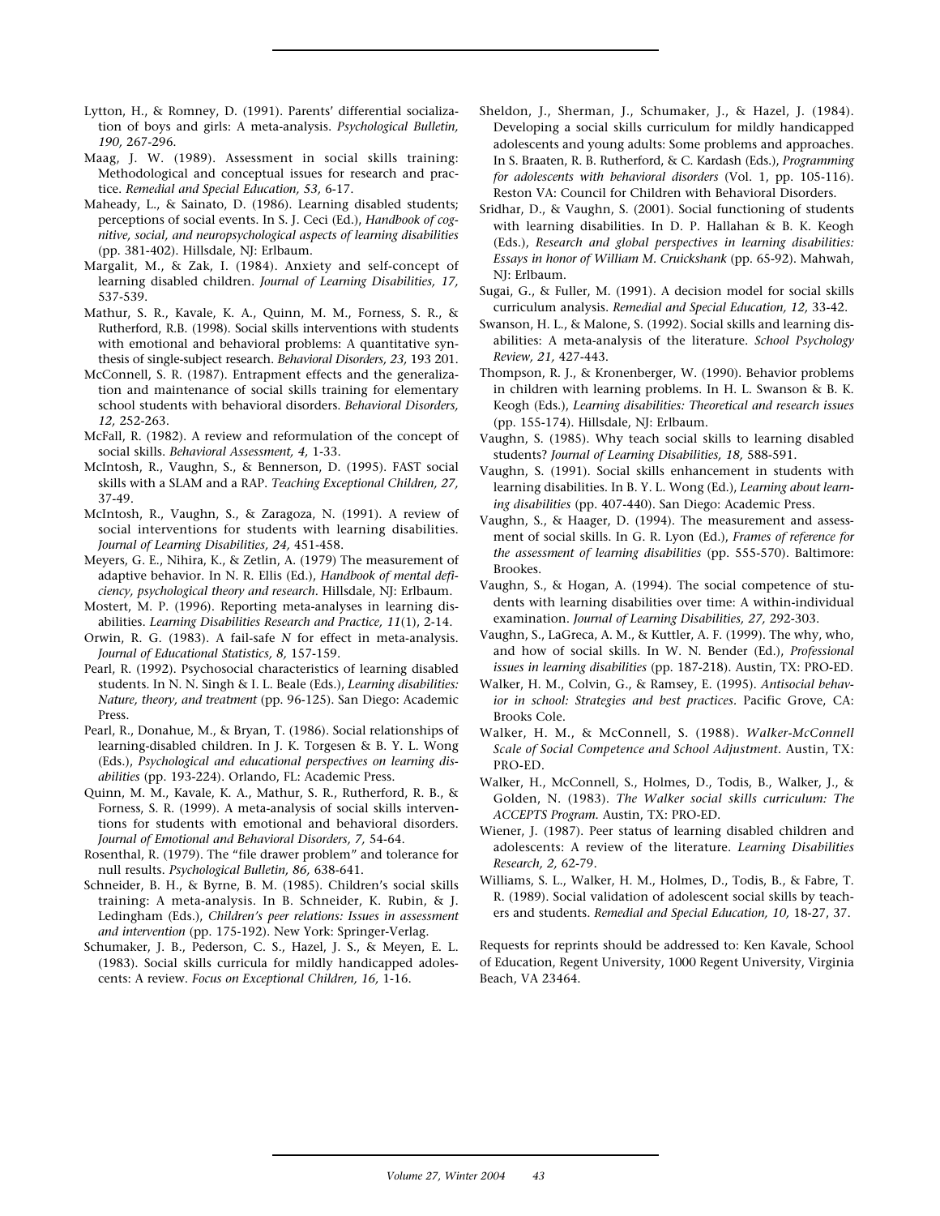Lytton, H., & Romney, D. (1991). Parents' differential socialization of boys and girls: A meta-analysis. *Psychological Bulletin, 190,* 267-296.

Maag, J. W. (1989). Assessment in social skills training: Methodological and conceptual issues for research and practice. *Remedial and Special Education, 53,* 6-17.

Maheady, L., & Sainato, D. (1986). Learning disabled students; perceptions of social events. In S. J. Ceci (Ed.), *Handbook of cognitive, social, and neuropsychological aspects of learning disabilities* (pp. 381-402). Hillsdale, NJ: Erlbaum.

Margalit, M., & Zak, I. (1984). Anxiety and self-concept of learning disabled children. *Journal of Learning Disabilities, 17,* 537-539.

Mathur, S. R., Kavale, K. A., Quinn, M. M., Forness, S. R., & Rutherford, R.B. (1998). Social skills interventions with students with emotional and behavioral problems: A quantitative synthesis of single-subject research. *Behavioral Disorders, 23,* 193 201.

McConnell, S. R. (1987). Entrapment effects and the generalization and maintenance of social skills training for elementary school students with behavioral disorders. *Behavioral Disorders, 12,* 252-263.

McFall, R. (1982). A review and reformulation of the concept of social skills. *Behavioral Assessment, 4,* 1-33.

McIntosh, R., Vaughn, S., & Bennerson, D. (1995). FAST social skills with a SLAM and a RAP. *Teaching Exceptional Children, 27,* 37-49.

McIntosh, R., Vaughn, S., & Zaragoza, N. (1991). A review of social interventions for students with learning disabilities. *Journal of Learning Disabilities, 24,* 451-458.

Meyers, G. E., Nihira, K., & Zetlin, A. (1979) The measurement of adaptive behavior. In N. R. Ellis (Ed.), *Handbook of mental deficiency, psychological theory and research.* Hillsdale, NJ: Erlbaum.

Mostert, M. P. (1996). Reporting meta-analyses in learning disabilities. *Learning Disabilities Research and Practice, 11*(1), 2-14.

Orwin, R. G. (1983). A fail-safe *N* for effect in meta-analysis. *Journal of Educational Statistics, 8,* 157-159.

Pearl, R. (1992). Psychosocial characteristics of learning disabled students. In N. N. Singh & I. L. Beale (Eds.), *Learning disabilities: Nature, theory, and treatment* (pp. 96-125). San Diego: Academic Press.

Pearl, R., Donahue, M., & Bryan, T. (1986). Social relationships of learning-disabled children. In J. K. Torgesen & B. Y. L. Wong (Eds.), *Psychological and educational perspectives on learning disabilities* (pp. 193-224). Orlando, FL: Academic Press.

Quinn, M. M., Kavale, K. A., Mathur, S. R., Rutherford, R. B., & Forness, S. R. (1999). A meta-analysis of social skills interventions for students with emotional and behavioral disorders. *Journal of Emotional and Behavioral Disorders, 7,* 54-64.

Rosenthal, R. (1979). The "file drawer problem" and tolerance for null results. *Psychological Bulletin, 86,* 638-641.

Schneider, B. H., & Byrne, B. M. (1985). Children's social skills training: A meta-analysis. In B. Schneider, K. Rubin, & J. Ledingham (Eds.), *Children's peer relations: Issues in assessment and intervention* (pp. 175-192). New York: Springer-Verlag.

Schumaker, J. B., Pederson, C. S., Hazel, J. S., & Meyen, E. L. (1983). Social skills curricula for mildly handicapped adolescents: A review. *Focus on Exceptional Children, 16,* 1-16.

Sheldon, J., Sherman, J., Schumaker, J., & Hazel, J. (1984). Developing a social skills curriculum for mildly handicapped adolescents and young adults: Some problems and approaches. In S. Braaten, R. B. Rutherford, & C. Kardash (Eds.), *Programming for adolescents with behavioral disorders* (Vol. 1, pp. 105-116). Reston VA: Council for Children with Behavioral Disorders.

Sridhar, D., & Vaughn, S. (2001). Social functioning of students with learning disabilities. In D. P. Hallahan & B. K. Keogh (Eds.), *Research and global perspectives in learning disabilities: Essays in honor of William M. Cruickshank* (pp. 65-92). Mahwah, NJ: Erlbaum.

Sugai, G., & Fuller, M. (1991). A decision model for social skills curriculum analysis. *Remedial and Special Education, 12,* 33-42.

Swanson, H. L., & Malone, S. (1992). Social skills and learning disabilities: A meta-analysis of the literature. *School Psychology Review, 21,* 427-443.

Thompson, R. J., & Kronenberger, W. (1990). Behavior problems in children with learning problems. In H. L. Swanson & B. K. Keogh (Eds.), *Learning disabilities: Theoretical and research issues* (pp. 155-174). Hillsdale, NJ: Erlbaum.

Vaughn, S. (1985). Why teach social skills to learning disabled students? *Journal of Learning Disabilities, 18,* 588-591.

Vaughn, S. (1991). Social skills enhancement in students with learning disabilities. In B. Y. L. Wong (Ed.), *Learning about learning disabilities* (pp. 407-440). San Diego: Academic Press.

Vaughn, S., & Haager, D. (1994). The measurement and assessment of social skills. In G. R. Lyon (Ed.), *Frames of reference for the assessment of learning disabilities* (pp. 555-570). Baltimore: Brookes.

Vaughn, S., & Hogan, A. (1994). The social competence of students with learning disabilities over time: A within-individual examination. *Journal of Learning Disabilities, 27,* 292-303.

Vaughn, S., LaGreca, A. M., & Kuttler, A. F. (1999). The why, who, and how of social skills. In W. N. Bender (Ed.), *Professional issues in learning disabilities* (pp. 187-218). Austin, TX: PRO-ED.

Walker, H. M., Colvin, G., & Ramsey, E. (1995). *Antisocial behavior in school: Strategies and best practices.* Pacific Grove, CA: Brooks Cole.

Walker, H. M., & McConnell, S. (1988). *Walker-McConnell Scale of Social Competence and School Adjustment.* Austin, TX: PRO-ED.

Walker, H., McConnell, S., Holmes, D., Todis, B., Walker, J., & Golden, N. (1983). *The Walker social skills curriculum: The ACCEPTS Program.* Austin, TX: PRO-ED.

Wiener, J. (1987). Peer status of learning disabled children and adolescents: A review of the literature. *Learning Disabilities Research, 2,* 62-79.

Williams, S. L., Walker, H. M., Holmes, D., Todis, B., & Fabre, T. R. (1989). Social validation of adolescent social skills by teachers and students. *Remedial and Special Education, 10,* 18-27, 37.

Requests for reprints should be addressed to: Ken Kavale, School of Education, Regent University, 1000 Regent University, Virginia Beach, VA 23464.